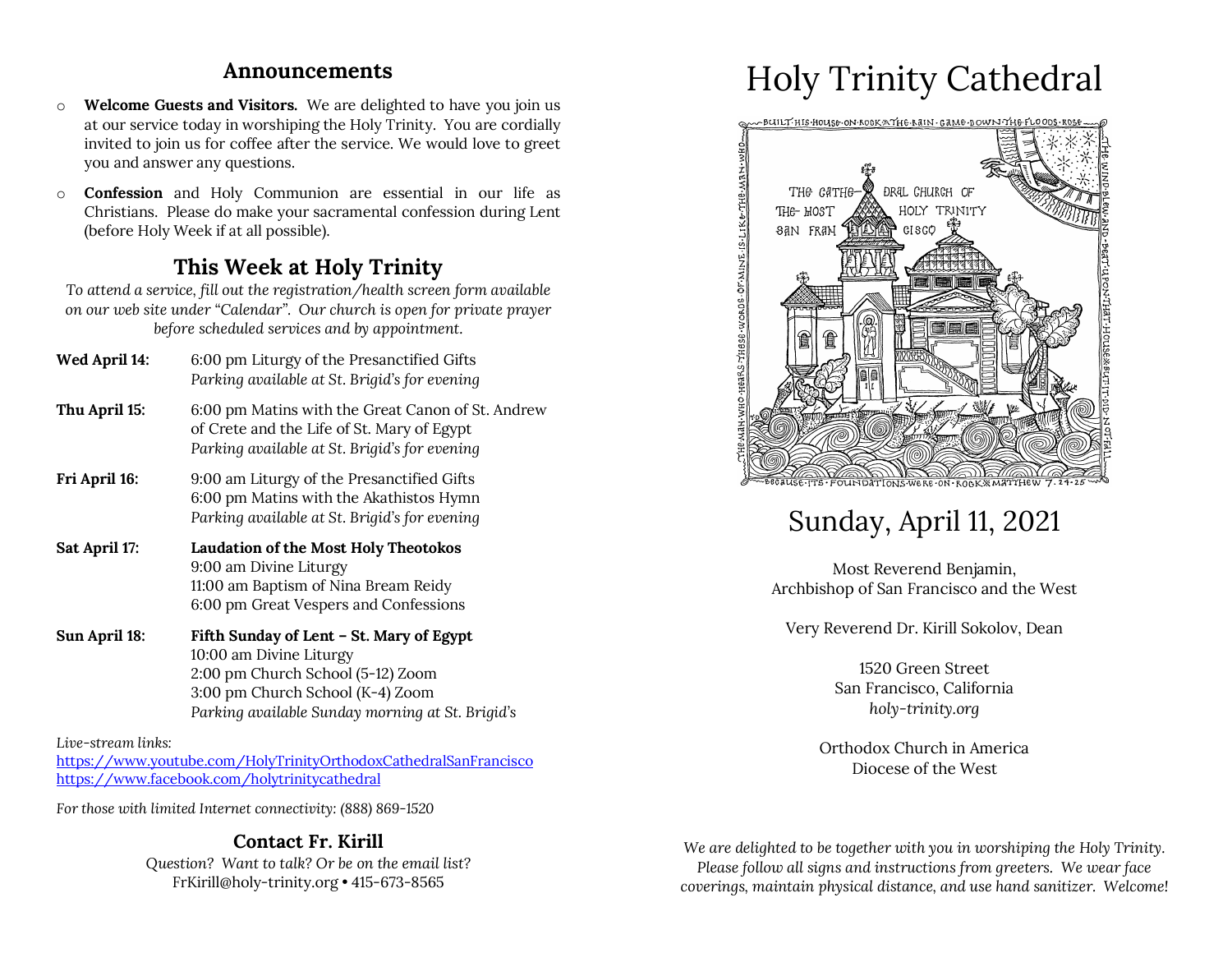## Announcements

- **Welcome Guests and Visitors.** We are delighted to have you join us at our service today in worshiping the Holy Trinity. You are cordially invited to join us for coffee after the service. We would love to greet you and answer any questions.
- **Confession** and Holy Communion are essential in our life as Christians. Please do make your sacramental confession during Lent (before Holy Week if at all possible).

## This Week at Holy Trinity

*To attend a service, fill out the registration/health screen form available on our web site under "Calendar". Our church is open for private prayer before scheduled services and by appointment.*

**Wed April 14:** 6:00 pm Liturgy of the Presanctified Gifts
*Parking available at St. Brigid's for evening*

**Thu April 15:** 6:00 pm Matins with the Great Canon of St. Andrew of Crete and the Life of St. Mary of Egypt
*Parking available at St. Brigid's for evening*

**Fri April 16:** 9:00 am Liturgy of the Presanctified Gifts
6:00 pm Matins with the Akathistos Hymn
*Parking available at St. Brigid's for evening*

**Sat April 17:** **Laudation of the Most Holy Theotokos**
9:00 am Divine Liturgy
11:00 am Baptism of Nina Bream Reidy
6:00 pm Great Vespers and Confessions

**Sun April 18:** **Fifth Sunday of Lent – St. Mary of Egypt**
10:00 am Divine Liturgy
2:00 pm Church School (5-12) Zoom
3:00 pm Church School (K-4) Zoom
*Parking available Sunday morning at St. Brigid's*

*Live-stream links:*
https://www.youtube.com/HolyTrinityOrthodoxCathedralSanFrancisco
https://www.facebook.com/holytrinitycathedral

*For those with limited Internet connectivity: (888) 869-1520*

### Contact Fr. Kirill

*Question? Want to talk? Or be on the email list?*
FrKirill@holy-trinity.org • 415-673-8565

# Holy Trinity Cathedral

BUILT HIS HOUSE ON ROCK ✻ THE RAIN CAME DOWN THE FLOODS ROSE ✻ THE WIND BLEW AND BEAT UPON THAT HOUSE ✻ BUT IT DID NOT FALL ✻ BECAUSE ITS FOUNDATIONS WERE ON ROCK ✻ MATTHEW 7:24-25 ✻ THE MAN WHO HEARS THESE WORDS OF MINE IS LIKE THE MAN WHO

THE CATHEDRAL CHURCH OF THE MOST HOLY TRINITY SAN FRANCISCO

## Sunday, April 11, 2021

Most Reverend Benjamin,
Archbishop of San Francisco and the West

Very Reverend Dr. Kirill Sokolov, Dean

1520 Green Street
San Francisco, California
*holy-trinity.org*

Orthodox Church in America
Diocese of the West

*We are delighted to be together with you in worshiping the Holy Trinity. Please follow all signs and instructions from greeters. We wear face coverings, maintain physical distance, and use hand sanitizer. Welcome!*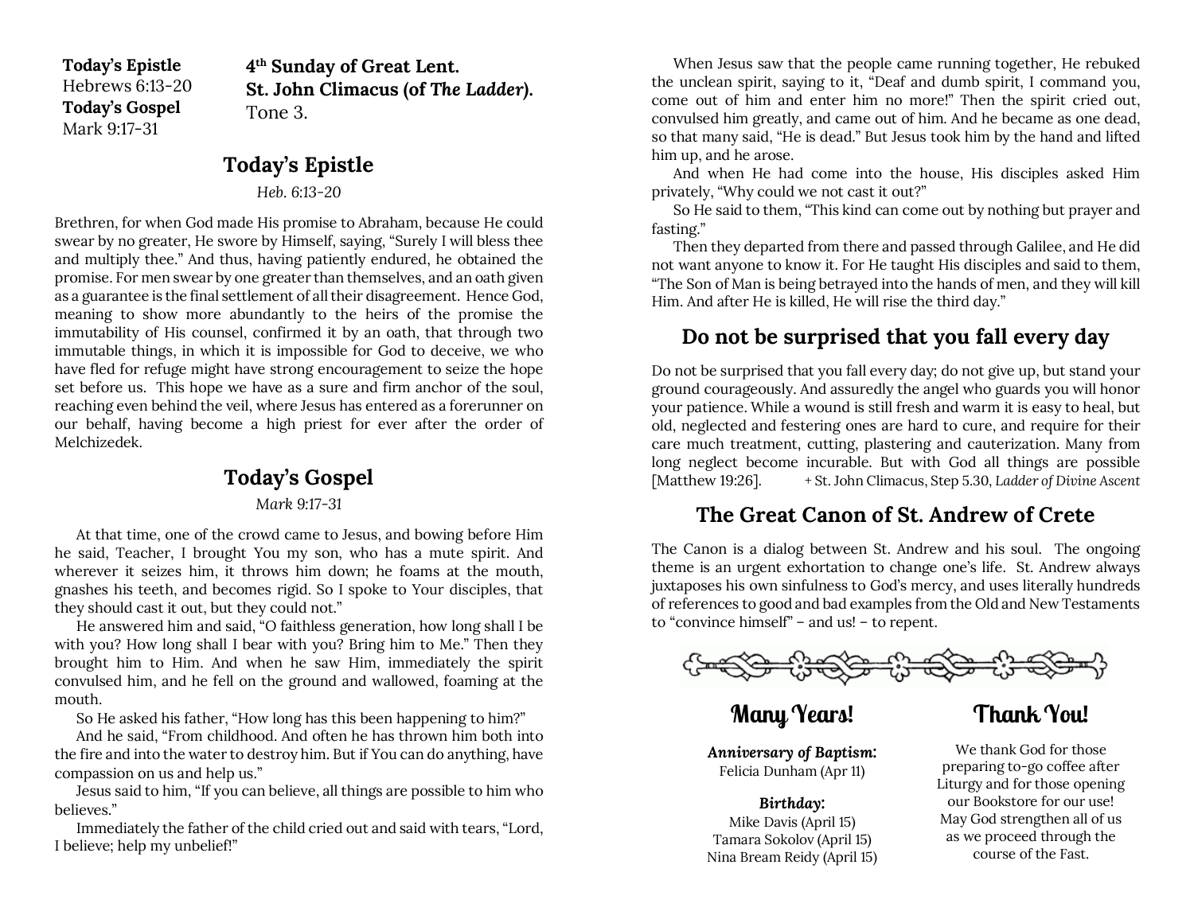**Today's Epistle**
Hebrews 6:13-20
**Today's Gospel**
Mark 9:17-31

**4th Sunday of Great Lent.**
**St. John Climacus (of *The Ladder*).**
Tone 3.

## Today's Epistle

*Heb. 6:13-20*

Brethren, for when God made His promise to Abraham, because He could swear by no greater, He swore by Himself, saying, "Surely I will bless thee and multiply thee." And thus, having patiently endured, he obtained the promise. For men swear by one greater than themselves, and an oath given as a guarantee is the final settlement of all their disagreement. Hence God, meaning to show more abundantly to the heirs of the promise the immutability of His counsel, confirmed it by an oath, that through two immutable things, in which it is impossible for God to deceive, we who have fled for refuge might have strong encouragement to seize the hope set before us. This hope we have as a sure and firm anchor of the soul, reaching even behind the veil, where Jesus has entered as a forerunner on our behalf, having become a high priest for ever after the order of Melchizedek.

## Today's Gospel

*Mark 9:17-31*

At that time, one of the crowd came to Jesus, and bowing before Him he said, Teacher, I brought You my son, who has a mute spirit. And wherever it seizes him, it throws him down; he foams at the mouth, gnashes his teeth, and becomes rigid. So I spoke to Your disciples, that they should cast it out, but they could not."

He answered him and said, "O faithless generation, how long shall I be with you? How long shall I bear with you? Bring him to Me." Then they brought him to Him. And when he saw Him, immediately the spirit convulsed him, and he fell on the ground and wallowed, foaming at the mouth.

So He asked his father, "How long has this been happening to him?"

And he said, "From childhood. And often he has thrown him both into the fire and into the water to destroy him. But if You can do anything, have compassion on us and help us."

Jesus said to him, "If you can believe, all things are possible to him who believes."

Immediately the father of the child cried out and said with tears, "Lord, I believe; help my unbelief!"

When Jesus saw that the people came running together, He rebuked the unclean spirit, saying to it, "Deaf and dumb spirit, I command you, come out of him and enter him no more!" Then the spirit cried out, convulsed him greatly, and came out of him. And he became as one dead, so that many said, "He is dead." But Jesus took him by the hand and lifted him up, and he arose.

And when He had come into the house, His disciples asked Him privately, "Why could we not cast it out?"

So He said to them, "This kind can come out by nothing but prayer and fasting."

Then they departed from there and passed through Galilee, and He did not want anyone to know it. For He taught His disciples and said to them, "The Son of Man is being betrayed into the hands of men, and they will kill Him. And after He is killed, He will rise the third day."

## Do not be surprised that you fall every day

Do not be surprised that you fall every day; do not give up, but stand your ground courageously. And assuredly the angel who guards you will honor your patience. While a wound is still fresh and warm it is easy to heal, but old, neglected and festering ones are hard to cure, and require for their care much treatment, cutting, plastering and cauterization. Many from long neglect become incurable. But with God all things are possible [Matthew 19:26]. + St. John Climacus, Step 5.30, *Ladder of Divine Ascent*

## The Great Canon of St. Andrew of Crete

The Canon is a dialog between St. Andrew and his soul. The ongoing theme is an urgent exhortation to change one's life. St. Andrew always juxtaposes his own sinfulness to God's mercy, and uses literally hundreds of references to good and bad examples from the Old and New Testaments to "convince himself" – and us! – to repent.

## Many Years!

***Anniversary of Baptism:***
Felicia Dunham (Apr 11)

***Birthday:***
Mike Davis (April 15)
Tamara Sokolov (April 15)
Nina Bream Reidy (April 15)

## Thank You!

We thank God for those preparing to-go coffee after Liturgy and for those opening our Bookstore for our use! May God strengthen all of us as we proceed through the course of the Fast.